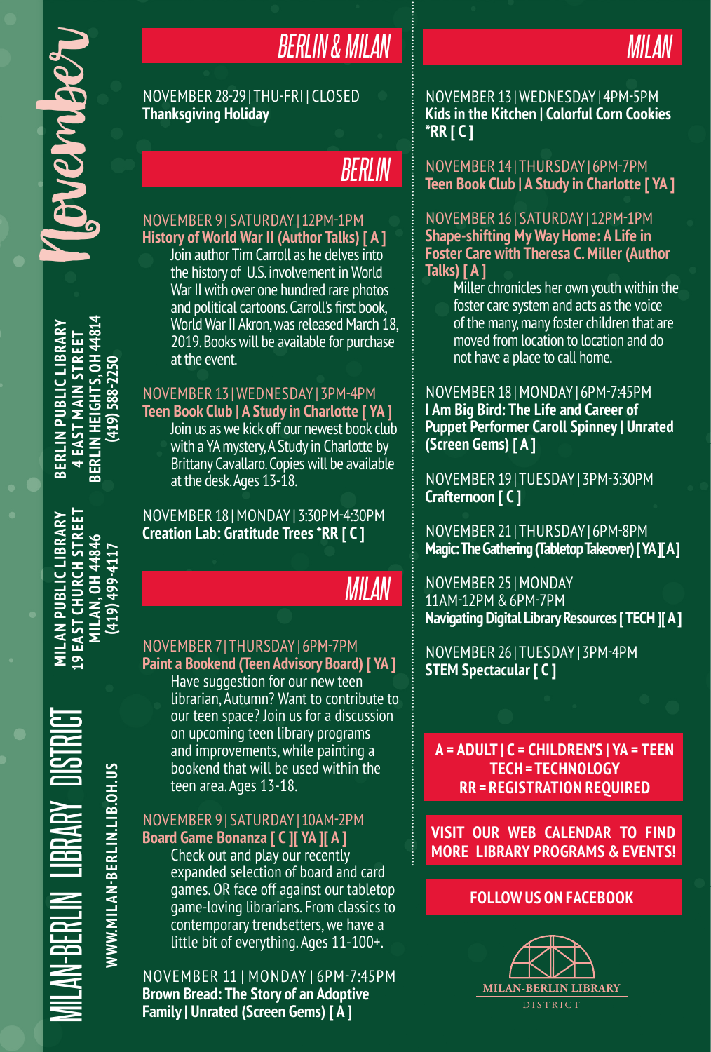# November

**MILAN-BERLIN LIBRARY DISTRICT**

**WWW.MILAN-BERLIN.LIB.OH.US**

**MILAN PUBLIC LIBRARY**
**19 EAST CHURCH STREET**
**MILAN, OH 44846**
**(419) 499-4117**

**BERLIN PUBLIC LIBRARY**
**4 EAST MAIN STREET**
**BERLIN HEIGHTS, OH 44814**
**(419) 588-2250**

## BERLIN & MILAN

NOVEMBER 28-29 | THU-FRI | CLOSED
**Thanksgiving Holiday**

## BERLIN

NOVEMBER 9 | SATURDAY | 12PM-1PM
**History of World War II (Author Talks) [ A ]**
Join author Tim Carroll as he delves into the history of U.S. involvement in World War II with over one hundred rare photos and political cartoons. Carroll's first book, World War II Akron, was released March 18, 2019. Books will be available for purchase at the event.

NOVEMBER 13 | WEDNESDAY | 3PM-4PM
**Teen Book Club | A Study in Charlotte [ YA ]**
Join us as we kick off our newest book club with a YA mystery, A Study in Charlotte by Brittany Cavallaro. Copies will be available at the desk. Ages 13-18.

NOVEMBER 18 | MONDAY | 3:30PM-4:30PM
**Creation Lab: Gratitude Trees *RR [ C ]**

## MILAN

NOVEMBER 7 | THURSDAY | 6PM-7PM
**Paint a Bookend (Teen Advisory Board) [ YA ]**
Have suggestion for our new teen librarian, Autumn? Want to contribute to our teen space? Join us for a discussion on upcoming teen library programs and improvements, while painting a bookend that will be used within the teen area. Ages 13-18.

NOVEMBER 9 | SATURDAY | 10AM-2PM
**Board Game Bonanza [ C ][ YA ][ A ]**
Check out and play our recently expanded selection of board and card games. OR face off against our tabletop game-loving librarians. From classics to contemporary trendsetters, we have a little bit of everything. Ages 11-100+.

NOVEMBER 11 | MONDAY | 6PM-7:45PM
**Brown Bread: The Story of an Adoptive Family | Unrated (Screen Gems) [ A ]**

## MILAN

NOVEMBER 13 | WEDNESDAY | 4PM-5PM
**Kids in the Kitchen | Colorful Corn Cookies *RR [ C ]**

NOVEMBER 14 | THURSDAY | 6PM-7PM
**Teen Book Club | A Study in Charlotte [ YA ]**

NOVEMBER 16 | SATURDAY | 12PM-1PM
**Shape-shifting My Way Home: A Life in Foster Care with Theresa C. Miller (Author Talks) [ A ]**
Miller chronicles her own youth within the foster care system and acts as the voice of the many, many foster children that are moved from location to location and do not have a place to call home.

NOVEMBER 18 | MONDAY | 6PM-7:45PM
**I Am Big Bird: The Life and Career of Puppet Performer Caroll Spinney | Unrated (Screen Gems) [ A ]**

NOVEMBER 19 | TUESDAY | 3PM-3:30PM
**Crafternoon [ C ]**

NOVEMBER 21 | THURSDAY | 6PM-8PM
**Magic: The Gathering (Tabletop Takeover) [ YA ][ A ]**

NOVEMBER 25 | MONDAY
11AM-12PM & 6PM-7PM
**Navigating Digital Library Resources [ TECH ][ A ]**

NOVEMBER 26 | TUESDAY | 3PM-4PM
**STEM Spectacular [ C ]**

**A = ADULT | C = CHILDREN'S | YA = TEEN**
**TECH = TECHNOLOGY**
**RR = REGISTRATION REQUIRED**

**VISIT OUR WEB CALENDAR TO FIND MORE LIBRARY PROGRAMS & EVENTS!**

**FOLLOW US ON FACEBOOK**

MILAN-BERLIN LIBRARY
DISTRICT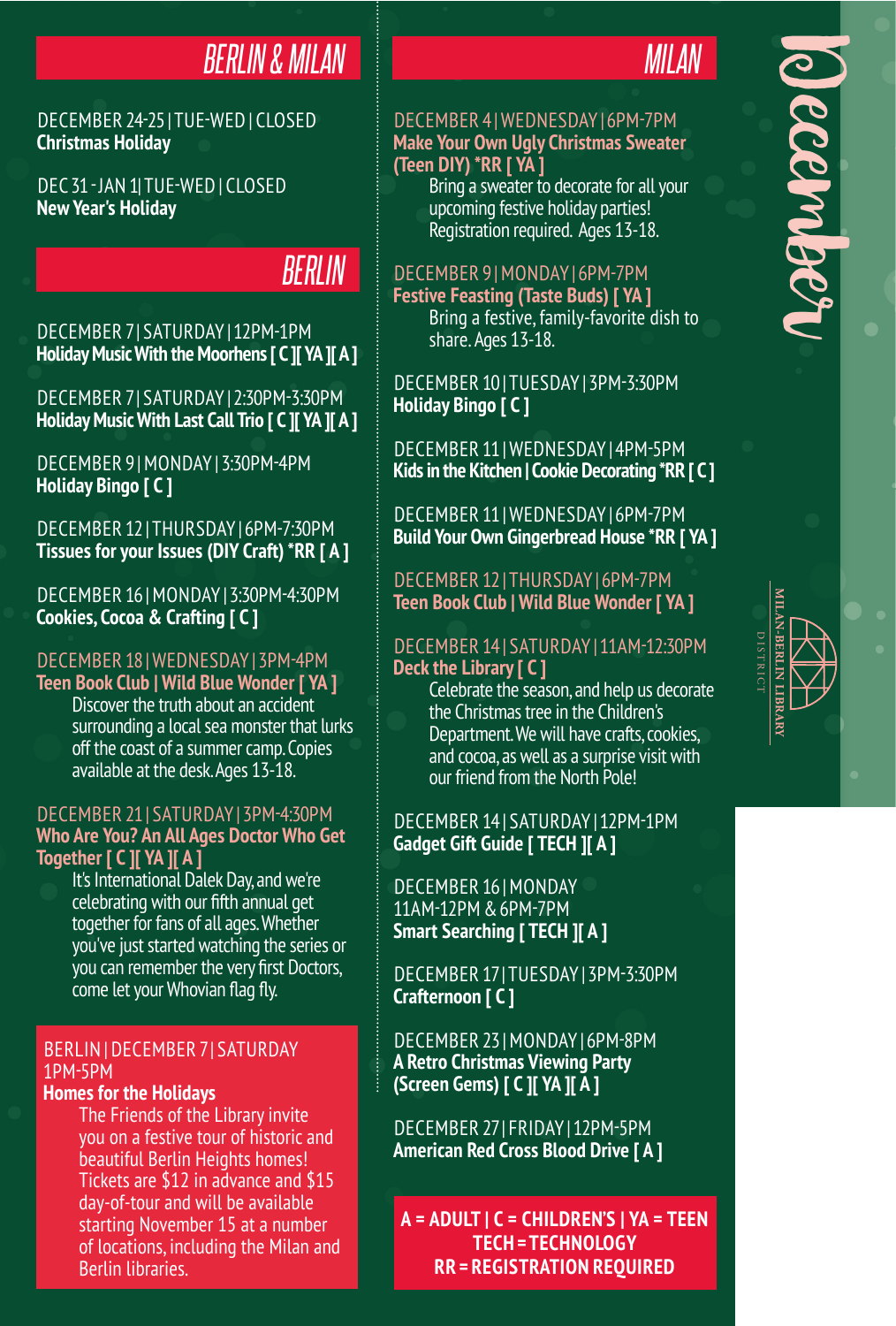# December

## BERLIN & MILAN

DECEMBER 24-25 | TUE-WED | CLOSED
**Christmas Holiday**

DEC 31 - JAN 1| TUE-WED | CLOSED
**New Year's Holiday**

## BERLIN

DECEMBER 7 | SATURDAY | 12PM-1PM
**Holiday Music With the Moorhens [ C ][ YA ][ A ]**

DECEMBER 7 | SATURDAY | 2:30PM-3:30PM
**Holiday Music With Last Call Trio [ C ][ YA ][ A ]**

DECEMBER 9 | MONDAY | 3:30PM-4PM
**Holiday Bingo [ C ]**

DECEMBER 12 | THURSDAY | 6PM-7:30PM
**Tissues for your Issues (DIY Craft) *RR [ A ]**

DECEMBER 16 | MONDAY | 3:30PM-4:30PM
**Cookies, Cocoa & Crafting [ C ]**

DECEMBER 18 | WEDNESDAY | 3PM-4PM
**Teen Book Club | Wild Blue Wonder [ YA ]**
Discover the truth about an accident surrounding a local sea monster that lurks off the coast of a summer camp. Copies available at the desk. Ages 13-18.

DECEMBER 21 | SATURDAY | 3PM-4:30PM
**Who Are You? An All Ages Doctor Who Get Together [ C ][ YA ][ A ]**
It's International Dalek Day, and we're celebrating with our fifth annual get together for fans of all ages. Whether you've just started watching the series or you can remember the very first Doctors, come let your Whovian flag fly.

BERLIN | DECEMBER 7 | SATURDAY
1PM-5PM
**Homes for the Holidays**
The Friends of the Library invite you on a festive tour of historic and beautiful Berlin Heights homes! Tickets are $12 in advance and $15 day-of-tour and will be available starting November 15 at a number of locations, including the Milan and Berlin libraries.

## MILAN

DECEMBER 4 | WEDNESDAY | 6PM-7PM
**Make Your Own Ugly Christmas Sweater (Teen DIY) *RR [ YA ]**
Bring a sweater to decorate for all your upcoming festive holiday parties! Registration required. Ages 13-18.

DECEMBER 9 | MONDAY | 6PM-7PM
**Festive Feasting (Taste Buds) [ YA ]**
Bring a festive, family-favorite dish to share. Ages 13-18.

DECEMBER 10 | TUESDAY | 3PM-3:30PM
**Holiday Bingo [ C ]**

DECEMBER 11 | WEDNESDAY | 4PM-5PM
**Kids in the Kitchen | Cookie Decorating *RR [ C ]**

DECEMBER 11 | WEDNESDAY | 6PM-7PM
**Build Your Own Gingerbread House *RR [ YA ]**

DECEMBER 12 | THURSDAY | 6PM-7PM
**Teen Book Club | Wild Blue Wonder [ YA ]**

DECEMBER 14 | SATURDAY | 11AM-12:30PM
**Deck the Library [ C ]**
Celebrate the season, and help us decorate the Christmas tree in the Children's Department. We will have crafts, cookies, and cocoa, as well as a surprise visit with our friend from the North Pole!

DECEMBER 14 | SATURDAY | 12PM-1PM
**Gadget Gift Guide [ TECH ][ A ]**

DECEMBER 16 | MONDAY
11AM-12PM & 6PM-7PM
**Smart Searching [ TECH ][ A ]**

DECEMBER 17 | TUESDAY | 3PM-3:30PM
**Crafternoon [ C ]**

DECEMBER 23 | MONDAY | 6PM-8PM
**A Retro Christmas Viewing Party (Screen Gems) [ C ][ YA ][ A ]**

DECEMBER 27 | FRIDAY | 12PM-5PM
**American Red Cross Blood Drive [ A ]**

**A = ADULT | C = CHILDREN'S | YA = TEEN**
**TECH = TECHNOLOGY**
**RR = REGISTRATION REQUIRED**

MILAN-BERLIN LIBRARY DISTRICT